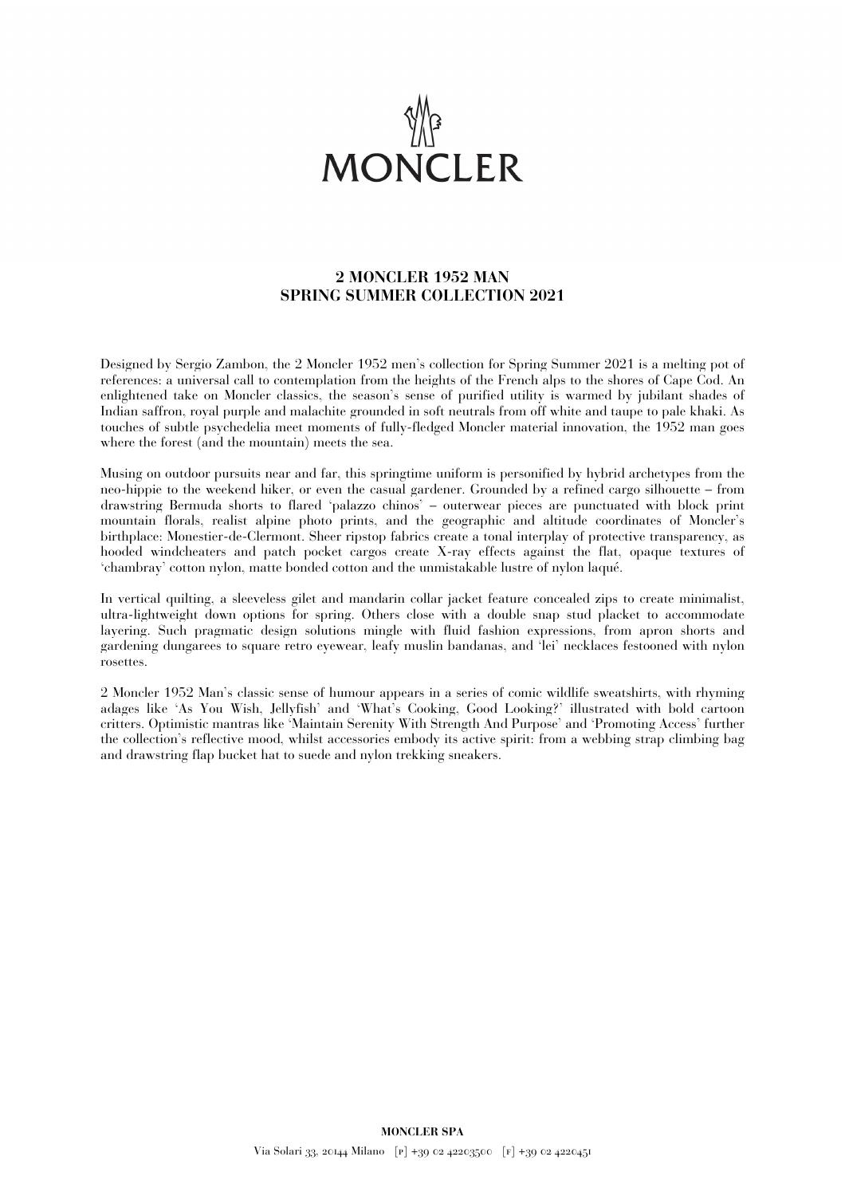MONCLER

# 2 MONCLER 1952 MAN
# SPRING SUMMER COLLECTION 2021

Designed by Sergio Zambon, the 2 Moncler 1952 men's collection for Spring Summer 2021 is a melting pot of references: a universal call to contemplation from the heights of the French alps to the shores of Cape Cod. An enlightened take on Moncler classics, the season's sense of purified utility is warmed by jubilant shades of Indian saffron, royal purple and malachite grounded in soft neutrals from off white and taupe to pale khaki. As touches of subtle psychedelia meet moments of fully-fledged Moncler material innovation, the 1952 man goes where the forest (and the mountain) meets the sea.

Musing on outdoor pursuits near and far, this springtime uniform is personified by hybrid archetypes from the neo-hippie to the weekend hiker, or even the casual gardener. Grounded by a refined cargo silhouette – from drawstring Bermuda shorts to flared 'palazzo chinos' – outerwear pieces are punctuated with block print mountain florals, realist alpine photo prints, and the geographic and altitude coordinates of Moncler's birthplace: Monestier-de-Clermont. Sheer ripstop fabrics create a tonal interplay of protective transparency, as hooded windcheaters and patch pocket cargos create X-ray effects against the flat, opaque textures of 'chambray' cotton nylon, matte bonded cotton and the unmistakable lustre of nylon laqué.

In vertical quilting, a sleeveless gilet and mandarin collar jacket feature concealed zips to create minimalist, ultra-lightweight down options for spring. Others close with a double snap stud placket to accommodate layering. Such pragmatic design solutions mingle with fluid fashion expressions, from apron shorts and gardening dungarees to square retro eyewear, leafy muslin bandanas, and 'lei' necklaces festooned with nylon rosettes.

2 Moncler 1952 Man's classic sense of humour appears in a series of comic wildlife sweatshirts, with rhyming adages like 'As You Wish, Jellyfish' and 'What's Cooking, Good Looking?' illustrated with bold cartoon critters. Optimistic mantras like 'Maintain Serenity With Strength And Purpose' and 'Promoting Access' further the collection's reflective mood, whilst accessories embody its active spirit: from a webbing strap climbing bag and drawstring flap bucket hat to suede and nylon trekking sneakers.

**MONCLER SPA**

Via Solari 33, 20144 Milano [P] +39 02 42203500 [F] +39 02 4220451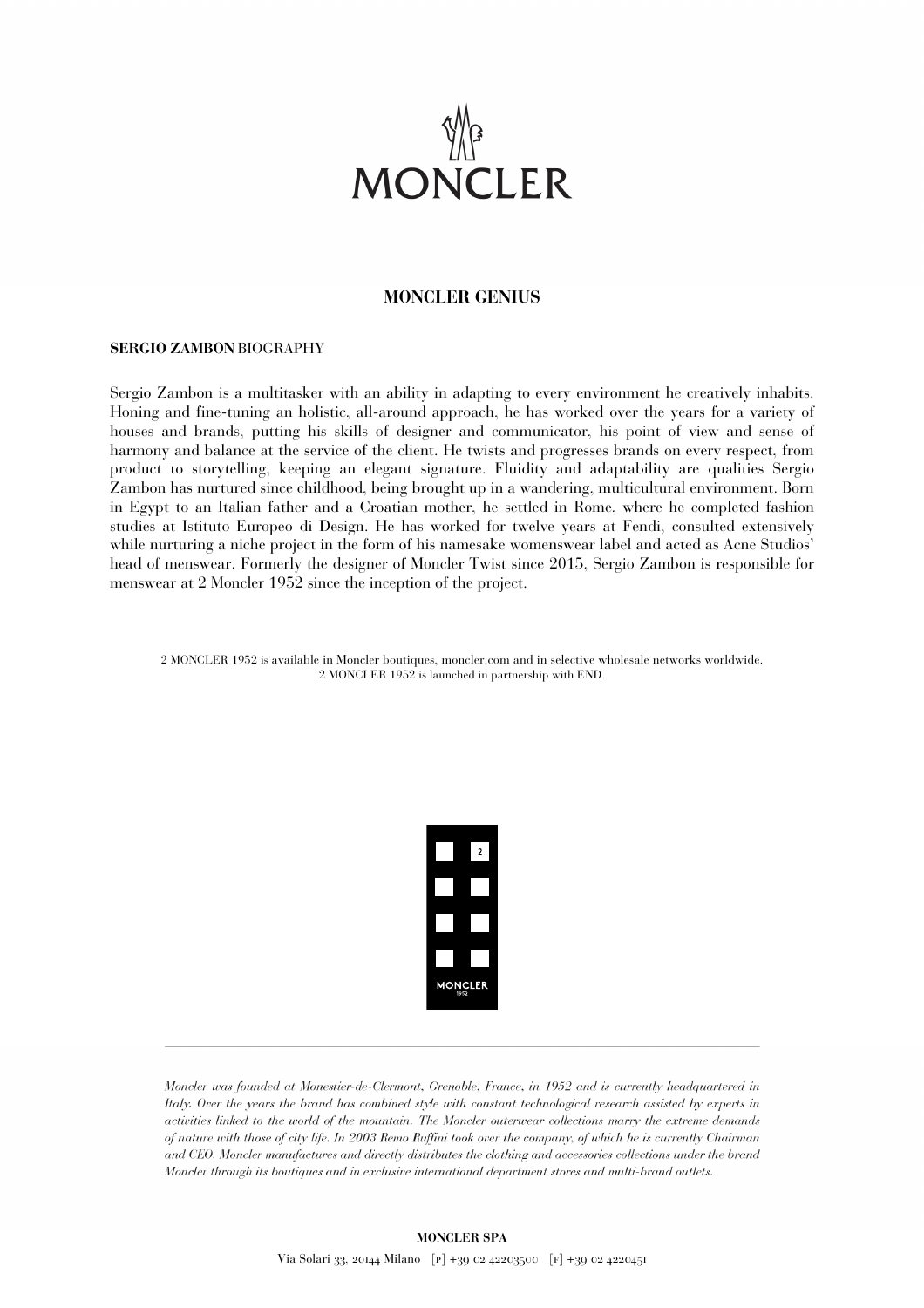MONCLER

## MONCLER GENIUS

**SERGIO ZAMBON** BIOGRAPHY

Sergio Zambon is a multitasker with an ability in adapting to every environment he creatively inhabits. Honing and fine-tuning an holistic, all-around approach, he has worked over the years for a variety of houses and brands, putting his skills of designer and communicator, his point of view and sense of harmony and balance at the service of the client. He twists and progresses brands on every respect, from product to storytelling, keeping an elegant signature. Fluidity and adaptability are qualities Sergio Zambon has nurtured since childhood, being brought up in a wandering, multicultural environment. Born in Egypt to an Italian father and a Croatian mother, he settled in Rome, where he completed fashion studies at Istituto Europeo di Design. He has worked for twelve years at Fendi, consulted extensively while nurturing a niche project in the form of his namesake womenswear label and acted as Acne Studios' head of menswear. Formerly the designer of Moncler Twist since 2015, Sergio Zambon is responsible for menswear at 2 Moncler 1952 since the inception of the project.

2 MONCLER 1952 is available in Moncler boutiques, moncler.com and in selective wholesale networks worldwide.
2 MONCLER 1952 is launched in partnership with END.

2

MONCLER
1952

---

*Moncler was founded at Monestier-de-Clermont, Grenoble, France, in 1952 and is currently headquartered in Italy. Over the years the brand has combined style with constant technological research assisted by experts in activities linked to the world of the mountain. The Moncler outerwear collections marry the extreme demands of nature with those of city life. In 2003 Remo Ruffini took over the company, of which he is currently Chairman and CEO. Moncler manufactures and directly distributes the clothing and accessories collections under the brand Moncler through its boutiques and in exclusive international department stores and multi-brand outlets.*

**MONCLER SPA**

Via Solari 33, 20144 Milano [P] +39 02 42203500 [F] +39 02 4220451